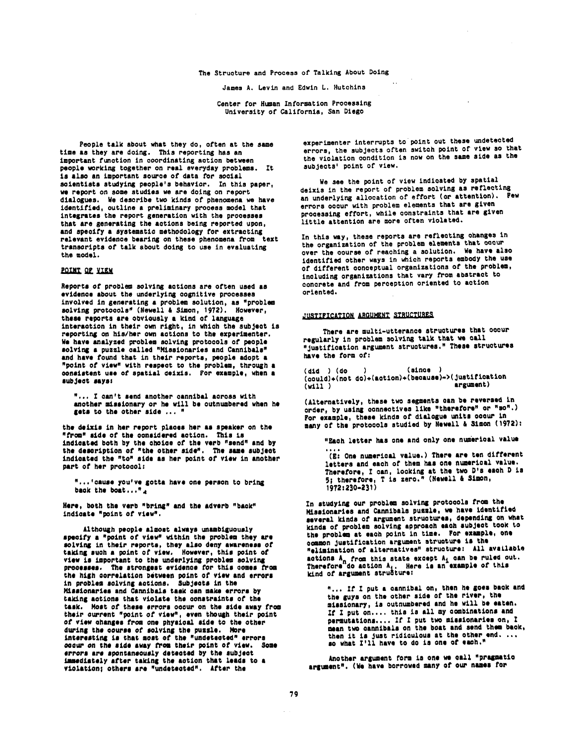# The Structure and Process of Talking About Doing

James A. Levin and Edwin L. Hutchins

Center for Human Information Processing
University of California, San Diego

People talk about what they do, often at the same time as they are doing. This reporting has an important function in coordinating action between people working together on real everyday problems. It is also an important source of data for social scientists studying people's behavior. In this paper, we report on some studies we are doing on report dialogues. We describe two kinds of phenomena we have identified, outline a preliminary process model that integrates the report generation with the processes that are generating the actions being reported upon, and specify a systematic methodology for extracting relevant evidence bearing on these phenomena from text transcripts of talk about doing to use in evaluating the model.

## POINT OF VIEW

Reports of problem solving actions are often used as evidence about the underlying cognitive processes involved in generating a problem solution, as "problem solving protocols" (Newell & Simon, 1972). However, these reports are obviously a kind of language interaction in their own right, in which the subject is reporting on his/her own actions to the experimenter. We have analyzed problem solving protocols of people solving a puzzle called "Missionaries and Cannibals" and have found that in their reports, people adopt a "point of view" with respect to the problem, through a consistent use of spatial deixis. For example, when a subject says:

> "... I can't send another cannibal across with another missionary or he will be outnumbered when he gets to the other side ... "

the deixis in her report places her as speaker on the "from" side of the considered action. This is indicated both by the choice of the verb "send" and by the description of "the other side". The same subject indicated the "to" side as her point of view in another part of her protocol:

> "...'cause you've gotta have one person to bring back the boat..."

Here, both the verb "bring" and the adverb "back" indicate "point of view".

Although people almost always unambiguously specify a "point of view" within the problem they are solving in their reports, they also deny awareness of taking such a point of view. However, this point of view is important to the underlying problem solving processes. The strongest evidence for this comes from the high correlation between point of view and errors in problem solving actions. Subjects in the Missionaries and Cannibals task can make errors by taking actions that violate the constraints of the task. Most of these errors occur on the side away from their current "point of view", even though their point of view changes from one physical side to the other during the course of solving the puzzle. More interesting is that most of the "undetected" errors occur on the side away from their point of view. Some errors are spontaneously detected by the subject immediately after taking the action that leads to a violation; others are "undetected". After the experimenter interrupts to point out these undetected errors, the subjects often switch point of view so that the violation condition is now on the same side as the subjects' point of view.

We see the point of view indicated by spatial deixis in the report of problem solving as reflecting an underlying allocation of effort (or attention). Few errors occur with problem elements that are given processing effort, while constraints that are given little attention are more often violated.

In this way, these reports are reflecting changes in the organization of the problem elements that occur over the course of reaching a solution. We have also identified other ways in which reports embody the use of different conceptual organizations of the problem, including organizations that vary from abstract to concrete and from perception oriented to action oriented.

## JUSTIFICATION ARGUMENT STRUCTURES

There are multi-utterance structures that occur regularly in problem solving talk that we call "justification argument structures." These structures have the form of:

```
(did  ) (do    )             (since  )
(could)+(not do)+(action)+(because)->(justification
(will )                               argument)
```

(Alternatively, these two segments can be reversed in order, by using connectives like "therefore" or "so".) For example, these kinds of dialogue units occur in many of the protocols studied by Newell & Simon (1972):

> "Each letter has one and only one numerical value
> ....
> (E: One numerical value.) There are ten different letters and each of them has one numerical value. Therefore, I can, looking at the two D's each D is 5; therefore, T is zero." (Newell & Simon, 1972:230-231)

In studying our problem solving protocols from the Missionaries and Cannibals puzzle, we have identified several kinds of argument structures, depending on what kinds of problem solving approach each subject took to the problem at each point in time. For example, one common justification argument structure is the "elimination of alternatives" structure: All available actions $A_n$ from this state except $A_i$ can be ruled out. Therefore do action $A_i$. Here is an example of this kind of argument structure:

> "... If I put a cannibal on, then he goes back and the guys on the other side of the river, the missionary, is outnumbered and he will be eaten. If I put on.... this is all my combinations and permutations.... If I put two missionaries on, I mean two cannibals on the boat and send them back, then it is just ridiculous at the other end. ... so what I'll have to do is one of each."

Another argument form is one we call "pragmatic argument". (We have borrowed many of our names for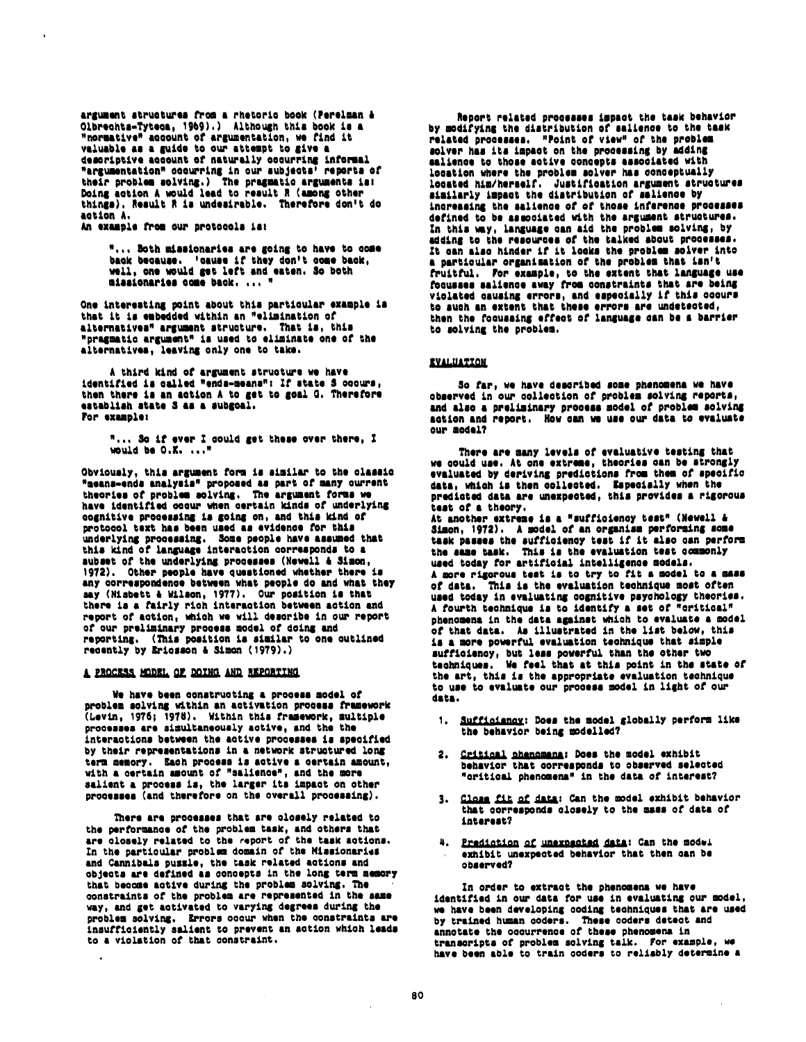argument structures from a rhetoric book (Perelman & Olbrechts-Tyteca, 1969).) Although this book is a "normative" account of argumentation, we find it valuable as a guide to our attempt to give a descriptive account of naturally occurring informal "argumentation" occurring in our subjects' reports of their problem solving.) The pragmatic arguments is: Doing action A would lead to result R (among other things). Result R is undesirable. Therefore don't do action A.
An example from our protocols is:

> "... Both missionaries are going to have to come back because. 'cause if they don't come back, well, one would get left and eaten. So both missionaries come back. ... "

One interesting point about this particular example is that it is embedded within an "elimination of alternatives" argument structure. That is, this "pragmatic argument" is used to eliminate one of the alternatives, leaving only one to take.

A third kind of argument structure we have identified is called "ends-means": If state S occurs, then there is an action A to get to goal G. Therefore establish state S as a subgoal.
For example:

> "... So if ever I could get these over there, I would be O.K. ..."

Obviously, this argument form is similar to the classic "means-ends analysis" proposed as part of many current theories of problem solving. The argument forms we have identified occur when certain kinds of underlying cognitive processing is going on, and this kind of protocol text has been used as evidence for this underlying processing. Some people have assumed that this kind of language interaction corresponds to a subset of the underlying processes (Newell & Simon, 1972). Other people have questioned whether there is any correspondence between what people do and what they say (Nisbett & Wilson, 1977). Our position is that there is a fairly rich interaction between action and report of action, which we will describe in our report of our preliminary process model of doing and reporting. (This position is similar to one outlined recently by Ericsson & Simon (1979).)

## A PROCESS MODEL OF DOING AND REPORTING

We have been constructing a process model of problem solving within an activation process framework (Levin, 1976; 1978). Within this framework, multiple processes are simultaneously active, and the the interactions between the active processes is specified by their representations in a network structured long term memory. Each process is active a certain amount, with a certain amount of "salience", and the more salient a process is, the larger its impact on other processes (and therefore on the overall processing).

There are processes that are closely related to the performance of the problem task, and others that are closely related to the report of the task actions. In the particular problem domain of the Missionaries and Cannibals puzzle, the task related actions and objects are defined as concepts in the long term memory that become active during the problem solving. The constraints of the problem are represented in the same way, and get activated to varying degrees during the problem solving. Errors occur when the constraints are insufficiently salient to prevent an action which leads to a violation of that constraint.

Report related processes impact the task behavior by modifying the distribution of salience to the task related processes. "Point of view" of the problem solver has its impact on the processing by adding salience to those active concepts associated with location where the problem solver has conceptually located him/herself. Justification argument structures similarly impact the distribution of salience by increasing the salience of of those inference processes defined to be associated with the argument structures. In this way, language can aid the problem solving, by adding to the resources of the talked about processes. It can also hinder if it locks the problem solver into a particular organization of the problem that isn't fruitful. For example, to the extent that language use focusses salience away from constraints that are being violated causing errors, and especially if this occurs to such an extent that these errors are undetected, then the focussing effect of language can be a barrier to solving the problem.

## EVALUATION

So far, we have described some phenomena we have observed in our collection of problem solving reports, and also a preliminary process model of problem solving action and report. How can we use our data to evaluate our model?

There are many levels of evaluative testing that we could use. At one extreme, theories can be strongly evaluated by deriving predictions from them of specific data, which is then collected. Especially when the predicted data are unexpected, this provides a rigorous test of a theory.
At another extreme is a "sufficiency test" (Newell & Simon, 1972). A model of an organism performing some task passes the sufficiency test if it also can perform the same task. This is the evaluation test commonly used today for artificial intelligence models.
A more rigorous test is to try to fit a model to a mass of data. This is the evaluation technique most often used today in evaluating cognitive psychology theories.
A fourth technique is to identify a set of "critical" phenomena in the data against which to evaluate a model of that data. As illustrated in the list below, this is a more powerful evaluation technique that simple sufficiency, but less powerful than the other two techniques. We feel that at this point in the state of the art, this is the appropriate evaluation technique to use to evaluate our process model in light of our data.

1. Sufficiency: Does the model globally perform like the behavior being modelled?

2. Critical phenomena: Does the model exhibit behavior that corresponds to observed selected "critical phenomena" in the data of interest?

3. Close fit of data: Can the model exhibit behavior that corresponds closely to the mass of data of interest?

4. Prediction of unexpected data: Can the model exhibit unexpected behavior that then can be observed?

In order to extract the phenomena we have identified in our data for use in evaluating our model, we have been developing coding techniques that are used by trained human coders. These coders detect and annotate the occurrence of these phenomena in transcripts of problem solving talk. For example, we have been able to train coders to reliably determine a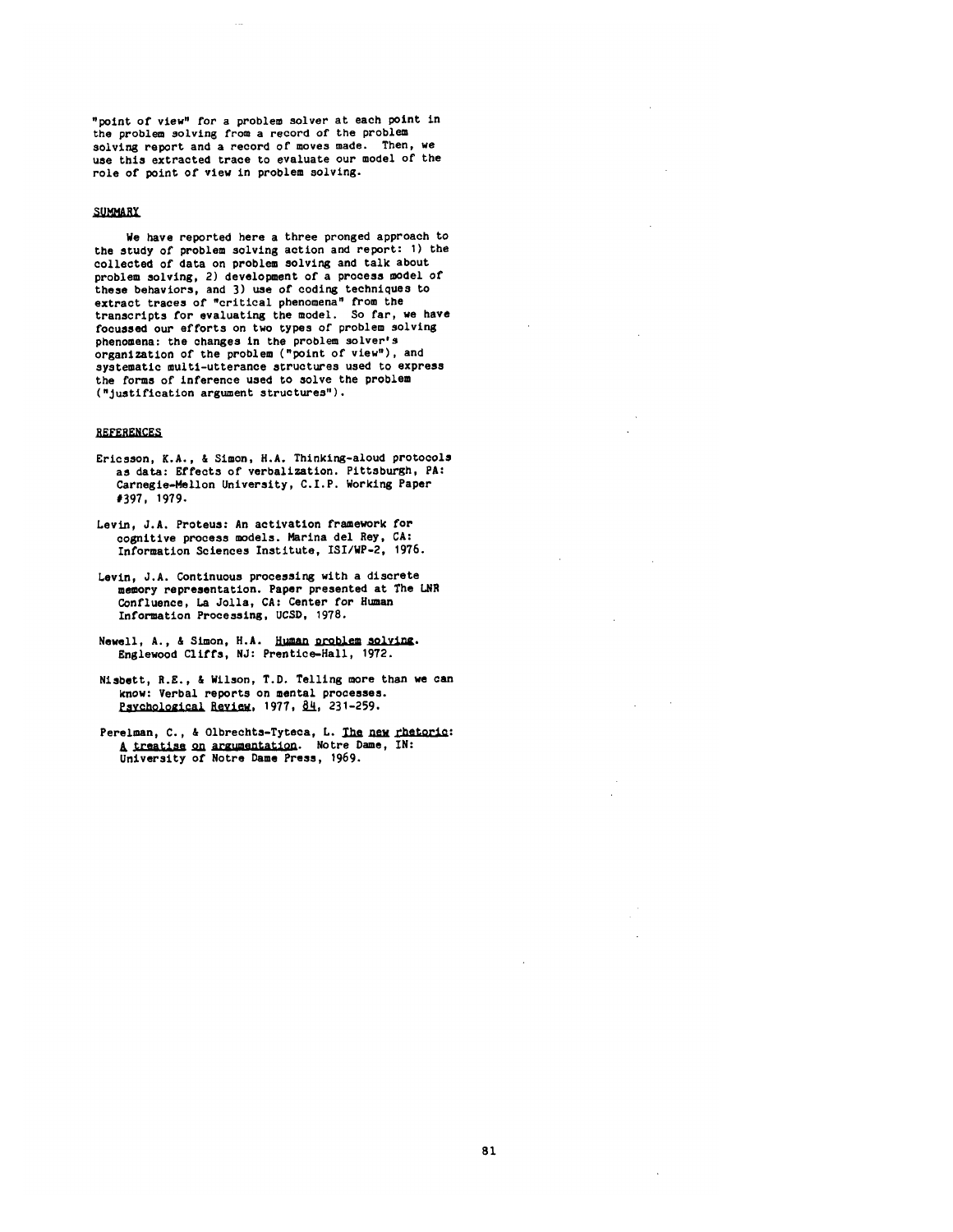"point of view" for a problem solver at each point in the problem solving from a record of the problem solving report and a record of moves made. Then, we use this extracted trace to evaluate our model of the role of point of view in problem solving.

## SUMMARY

We have reported here a three pronged approach to the study of problem solving action and report: 1) the collected of data on problem solving and talk about problem solving, 2) development of a process model of these behaviors, and 3) use of coding techniques to extract traces of "critical phenomena" from the transcripts for evaluating the model. So far, we have focussed our efforts on two types of problem solving phenomena: the changes in the problem solver's organization of the problem ("point of view"), and systematic multi-utterance structures used to express the forms of inference used to solve the problem ("justification argument structures").

## REFERENCES

Ericsson, K.A., & Simon, H.A. Thinking-aloud protocols as data: Effects of verbalization. Pittsburgh, PA: Carnegie-Mellon University, C.I.P. Working Paper #397, 1979.

Levin, J.A. Proteus: An activation framework for cognitive process models. Marina del Rey, CA: Information Sciences Institute, ISI/WP-2, 1976.

Levin, J.A. Continuous processing with a discrete memory representation. Paper presented at The LNR Confluence, La Jolla, CA: Center for Human Information Processing, UCSD, 1978.

Newell, A., & Simon, H.A. _Human problem solving_. Englewood Cliffs, NJ: Prentice-Hall, 1972.

Nisbett, R.E., & Wilson, T.D. Telling more than we can know: Verbal reports on mental processes. _Psychological Review_, 1977, _84_, 231-259.

Perelman, C., & Olbrechts-Tyteca, L. _The new rhetoric: A treatise on argumentation_. Notre Dame, IN: University of Notre Dame Press, 1969.